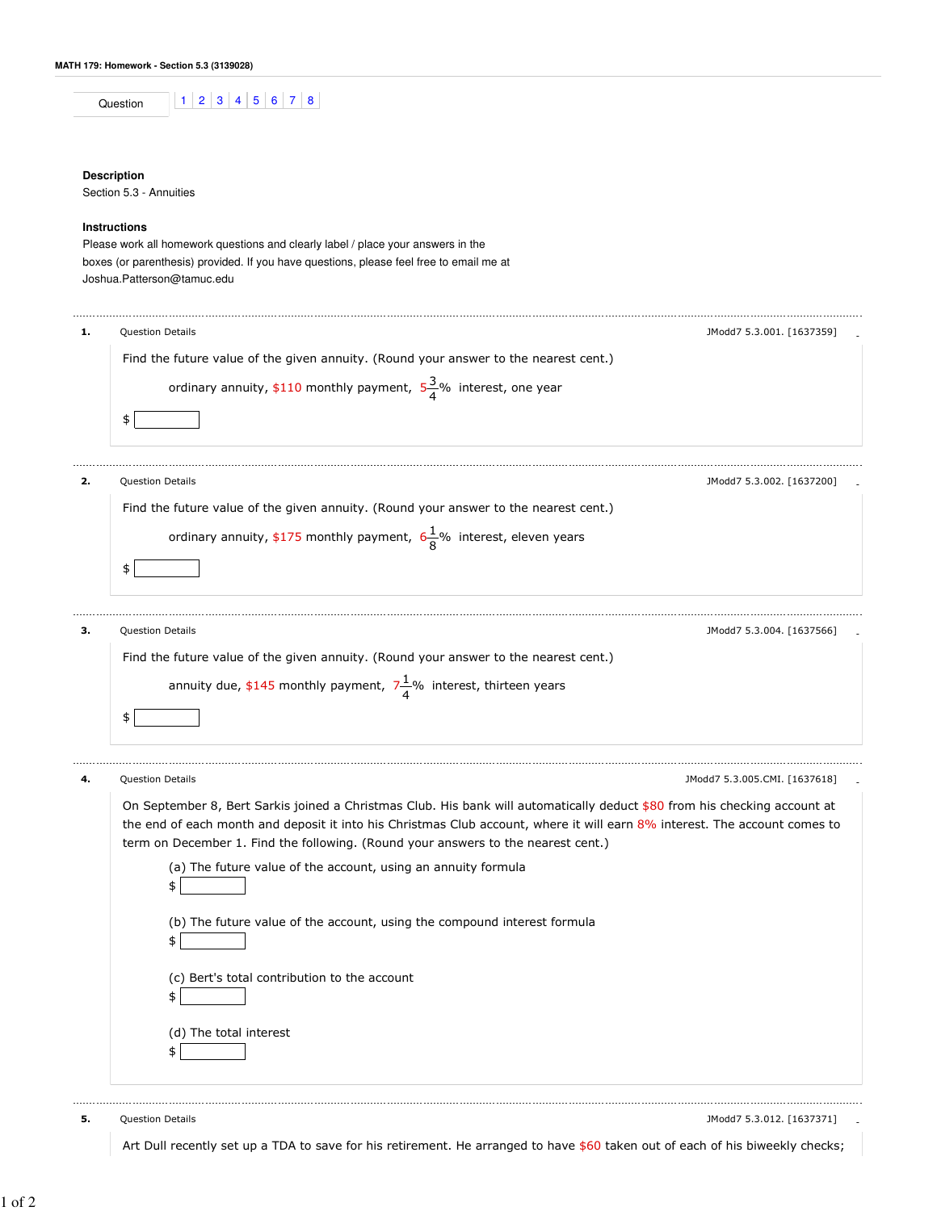**MATH 179: Homework - Section 5.3 (3139028)**

Question 1 | 2 | 3 | 4 | 5 | 6 | 7 | 8

**Description**
Section 5.3 - Annuities

**Instructions**
Please work all homework questions and clearly label / place your answers in the boxes (or parenthesis) provided. If you have questions, please feel free to email me at Joshua.Patterson@tamuc.edu

---

**1.** Question Details — JModd7 5.3.001. [1637359]

Find the future value of the given annuity. (Round your answer to the nearest cent.)

ordinary annuity, \$110 monthly payment, $5\frac{3}{4}\%$ interest, one year

\$ [ ]

---

**2.** Question Details — JModd7 5.3.002. [1637200]

Find the future value of the given annuity. (Round your answer to the nearest cent.)

ordinary annuity, \$175 monthly payment, $6\frac{1}{8}\%$ interest, eleven years

\$ [ ]

---

**3.** Question Details — JModd7 5.3.004. [1637566]

Find the future value of the given annuity. (Round your answer to the nearest cent.)

annuity due, \$145 monthly payment, $7\frac{1}{4}\%$ interest, thirteen years

\$ [ ]

---

**4.** Question Details — JModd7 5.3.005.CMI. [1637618]

On September 8, Bert Sarkis joined a Christmas Club. His bank will automatically deduct \$80 from his checking account at the end of each month and deposit it into his Christmas Club account, where it will earn 8% interest. The account comes to term on December 1. Find the following. (Round your answers to the nearest cent.)

(a) The future value of the account, using an annuity formula
\$ [ ]

(b) The future value of the account, using the compound interest formula
\$ [ ]

(c) Bert's total contribution to the account
\$ [ ]

(d) The total interest
\$ [ ]

---

**5.** Question Details — JModd7 5.3.012. [1637371]

Art Dull recently set up a TDA to save for his retirement. He arranged to have \$60 taken out of each of his biweekly checks;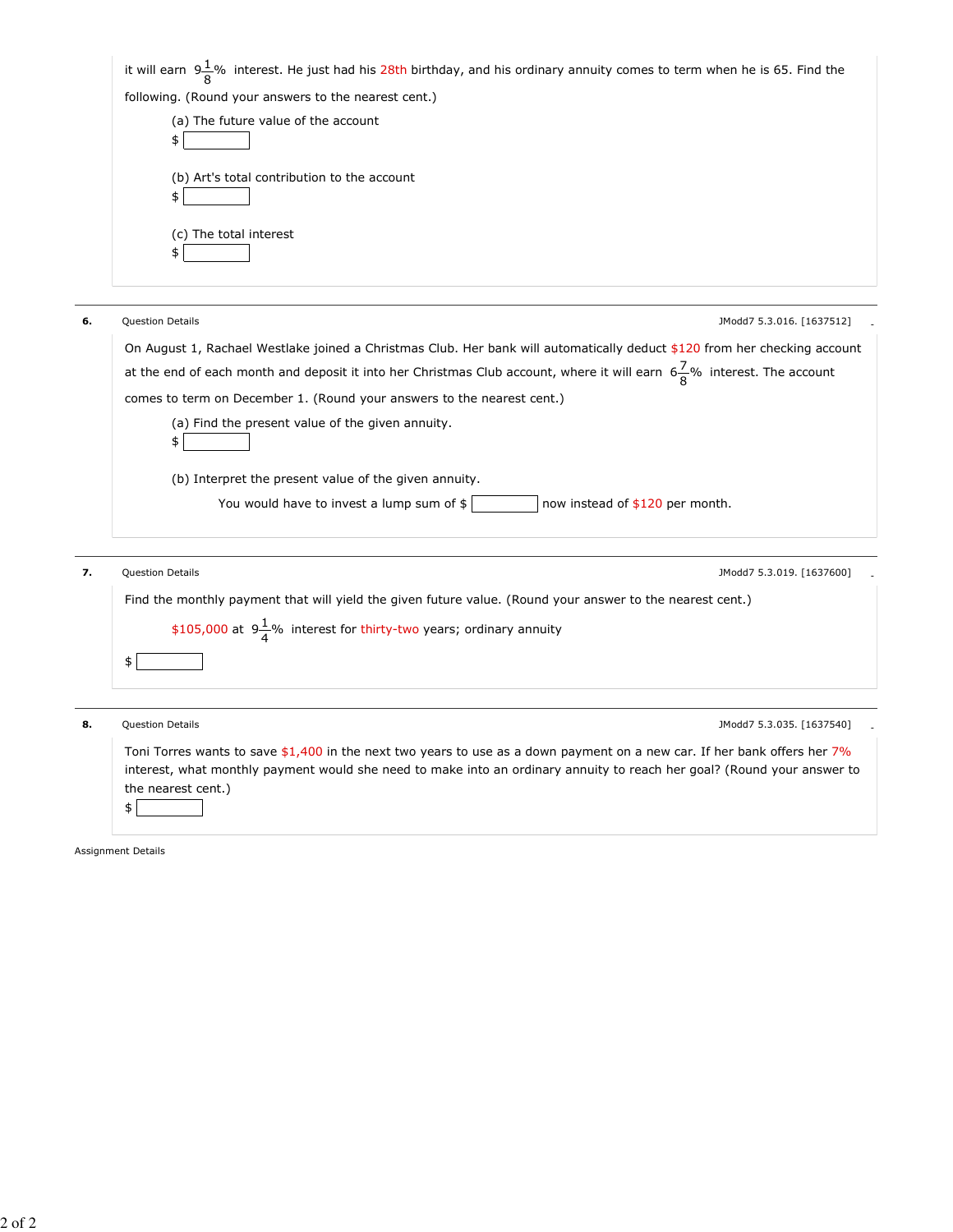it will earn $9\frac{1}{8}\%$ interest. He just had his 28th birthday, and his ordinary annuity comes to term when he is 65. Find the following. (Round your answers to the nearest cent.)

(a) The future value of the account

$ [ ]

(b) Art's total contribution to the account

$ [ ]

(c) The total interest

$ [ ]

---

**6.** Question Details — JModd7 5.3.016. [1637512]

On August 1, Rachael Westlake joined a Christmas Club. Her bank will automatically deduct $120 from her checking account at the end of each month and deposit it into her Christmas Club account, where it will earn $6\frac{7}{8}\%$ interest. The account comes to term on December 1. (Round your answers to the nearest cent.)

(a) Find the present value of the given annuity.

$ [ ]

(b) Interpret the present value of the given annuity.

You would have to invest a lump sum of $ [ ] now instead of $120 per month.

---

**7.** Question Details — JModd7 5.3.019. [1637600]

Find the monthly payment that will yield the given future value. (Round your answer to the nearest cent.)

$105,000 at $9\frac{1}{4}\%$ interest for thirty-two years; ordinary annuity

$ [ ]

---

**8.** Question Details — JModd7 5.3.035. [1637540]

Toni Torres wants to save $1,400 in the next two years to use as a down payment on a new car. If her bank offers her 7% interest, what monthly payment would she need to make into an ordinary annuity to reach her goal? (Round your answer to the nearest cent.)

$ [ ]

Assignment Details